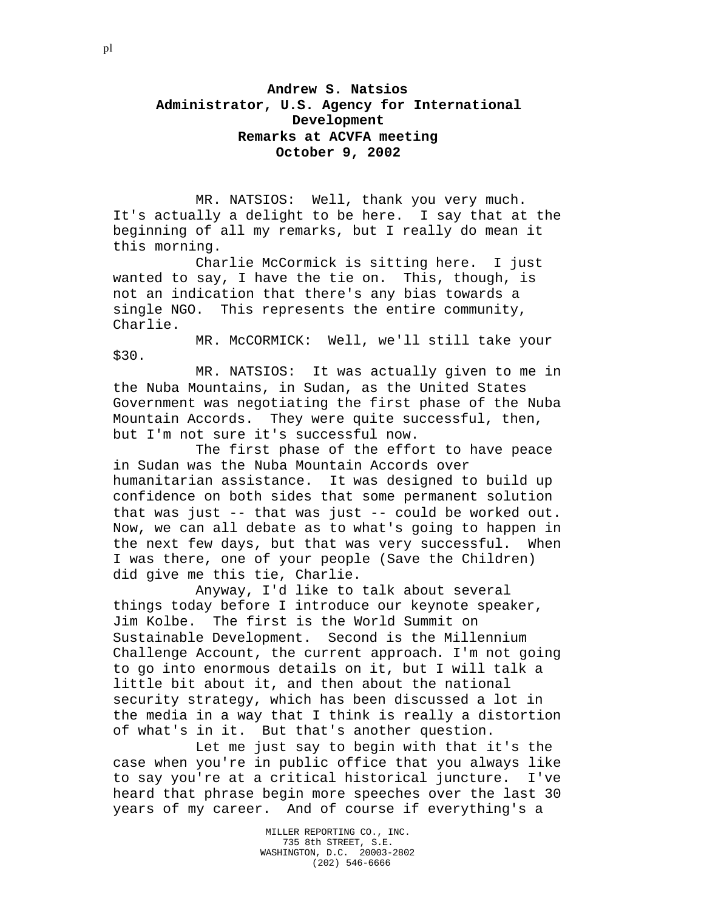**Andrew S. Natsios**
**Administrator, U.S. Agency for International Development**
**Remarks at ACVFA meeting**
**October 9, 2002**

MR. NATSIOS: Well, thank you very much. It's actually a delight to be here. I say that at the beginning of all my remarks, but I really do mean it this morning.

Charlie McCormick is sitting here. I just wanted to say, I have the tie on. This, though, is not an indication that there's any bias towards a single NGO. This represents the entire community, Charlie.

MR. McCORMICK: Well, we'll still take your $30.

MR. NATSIOS: It was actually given to me in the Nuba Mountains, in Sudan, as the United States Government was negotiating the first phase of the Nuba Mountain Accords. They were quite successful, then, but I'm not sure it's successful now.

The first phase of the effort to have peace in Sudan was the Nuba Mountain Accords over humanitarian assistance. It was designed to build up confidence on both sides that some permanent solution that was just -- that was just -- could be worked out. Now, we can all debate as to what's going to happen in the next few days, but that was very successful. When I was there, one of your people (Save the Children) did give me this tie, Charlie.

Anyway, I'd like to talk about several things today before I introduce our keynote speaker, Jim Kolbe. The first is the World Summit on Sustainable Development. Second is the Millennium Challenge Account, the current approach. I'm not going to go into enormous details on it, but I will talk a little bit about it, and then about the national security strategy, which has been discussed a lot in the media in a way that I think is really a distortion of what's in it. But that's another question.

Let me just say to begin with that it's the case when you're in public office that you always like to say you're at a critical historical juncture. I've heard that phrase begin more speeches over the last 30 years of my career. And of course if everything's a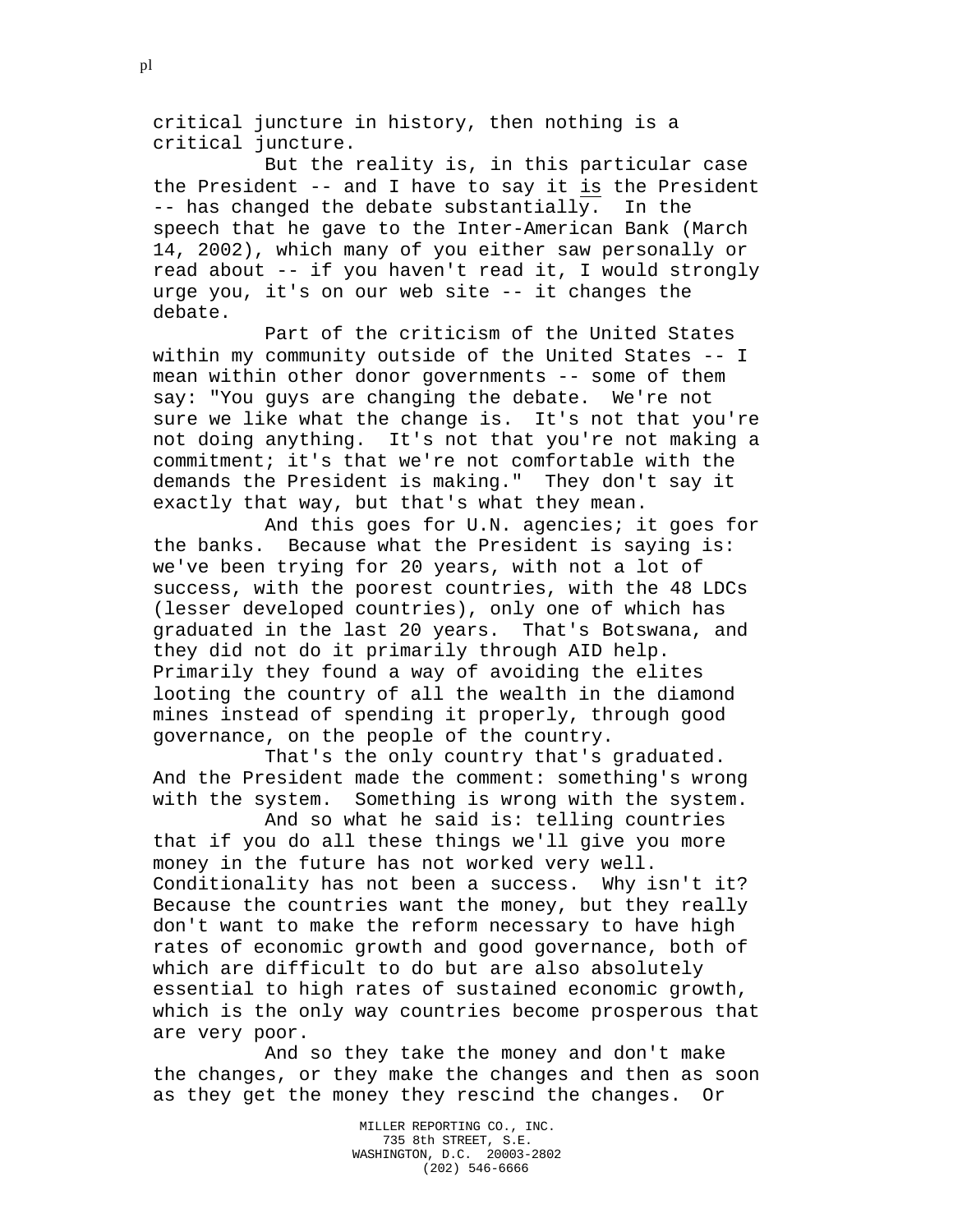critical juncture in history, then nothing is a critical juncture.

But the reality is, in this particular case the President -- and I have to say it <u>is</u> the President -- has changed the debate substantially. In the speech that he gave to the Inter-American Bank (March 14, 2002), which many of you either saw personally or read about -- if you haven't read it, I would strongly urge you, it's on our web site -- it changes the debate.

Part of the criticism of the United States within my community outside of the United States -- I mean within other donor governments -- some of them say: "You guys are changing the debate. We're not sure we like what the change is. It's not that you're not doing anything. It's not that you're not making a commitment; it's that we're not comfortable with the demands the President is making." They don't say it exactly that way, but that's what they mean.

And this goes for U.N. agencies; it goes for the banks. Because what the President is saying is: we've been trying for 20 years, with not a lot of success, with the poorest countries, with the 48 LDCs (lesser developed countries), only one of which has graduated in the last 20 years. That's Botswana, and they did not do it primarily through AID help. Primarily they found a way of avoiding the elites looting the country of all the wealth in the diamond mines instead of spending it properly, through good governance, on the people of the country.

That's the only country that's graduated. And the President made the comment: something's wrong with the system. Something is wrong with the system.

And so what he said is: telling countries that if you do all these things we'll give you more money in the future has not worked very well. Conditionality has not been a success. Why isn't it? Because the countries want the money, but they really don't want to make the reform necessary to have high rates of economic growth and good governance, both of which are difficult to do but are also absolutely essential to high rates of sustained economic growth, which is the only way countries become prosperous that are very poor.

And so they take the money and don't make the changes, or they make the changes and then as soon as they get the money they rescind the changes. Or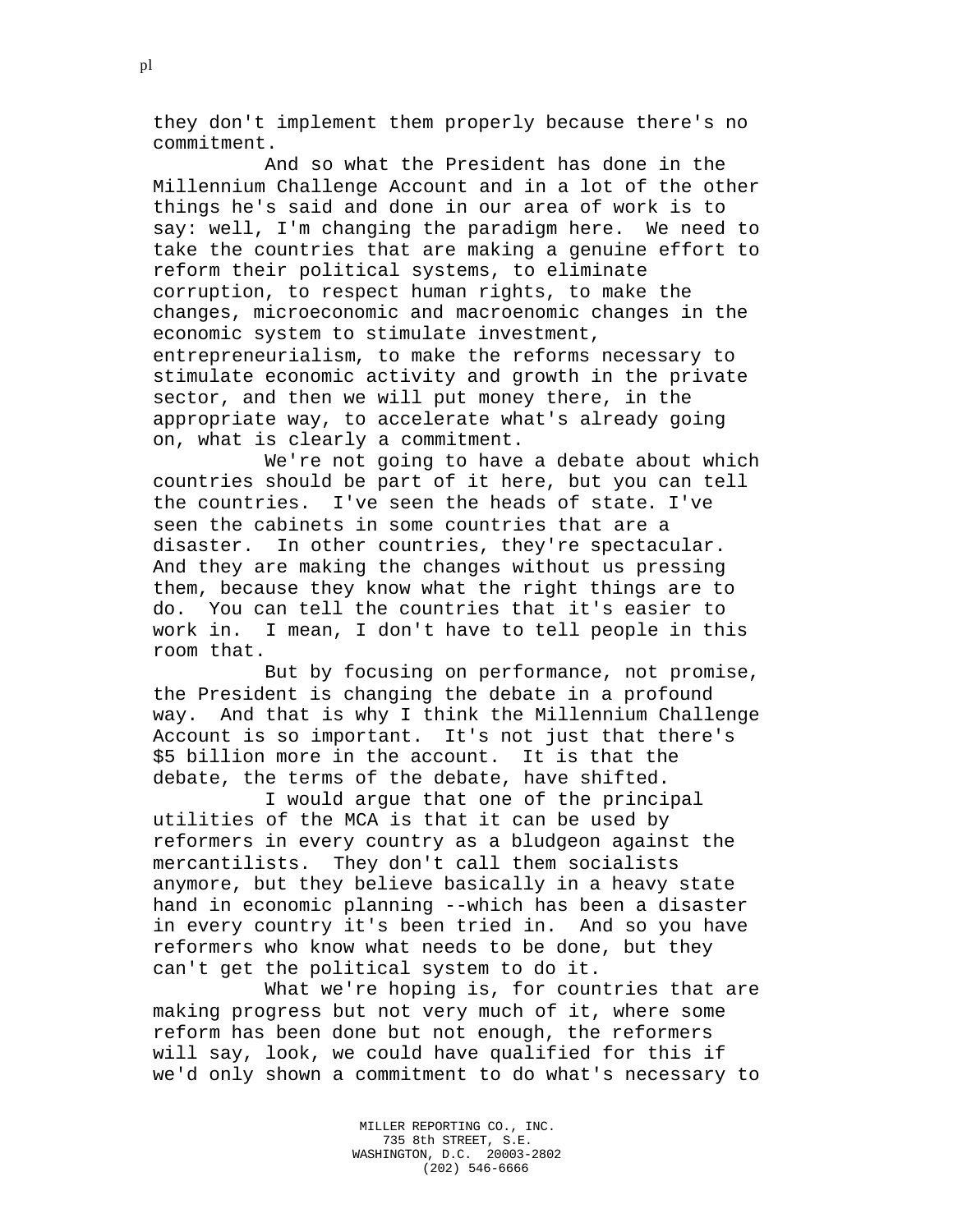they don't implement them properly because there's no commitment.

And so what the President has done in the Millennium Challenge Account and in a lot of the other things he's said and done in our area of work is to say: well, I'm changing the paradigm here. We need to take the countries that are making a genuine effort to reform their political systems, to eliminate corruption, to respect human rights, to make the changes, microeconomic and macroenomic changes in the economic system to stimulate investment, entrepreneurialism, to make the reforms necessary to stimulate economic activity and growth in the private sector, and then we will put money there, in the appropriate way, to accelerate what's already going on, what is clearly a commitment.

We're not going to have a debate about which countries should be part of it here, but you can tell the countries. I've seen the heads of state. I've seen the cabinets in some countries that are a disaster. In other countries, they're spectacular. And they are making the changes without us pressing them, because they know what the right things are to do. You can tell the countries that it's easier to work in. I mean, I don't have to tell people in this room that.

But by focusing on performance, not promise, the President is changing the debate in a profound way. And that is why I think the Millennium Challenge Account is so important. It's not just that there's $5 billion more in the account. It is that the debate, the terms of the debate, have shifted.

I would argue that one of the principal utilities of the MCA is that it can be used by reformers in every country as a bludgeon against the mercantilists. They don't call them socialists anymore, but they believe basically in a heavy state hand in economic planning --which has been a disaster in every country it's been tried in. And so you have reformers who know what needs to be done, but they can't get the political system to do it.

What we're hoping is, for countries that are making progress but not very much of it, where some reform has been done but not enough, the reformers will say, look, we could have qualified for this if we'd only shown a commitment to do what's necessary to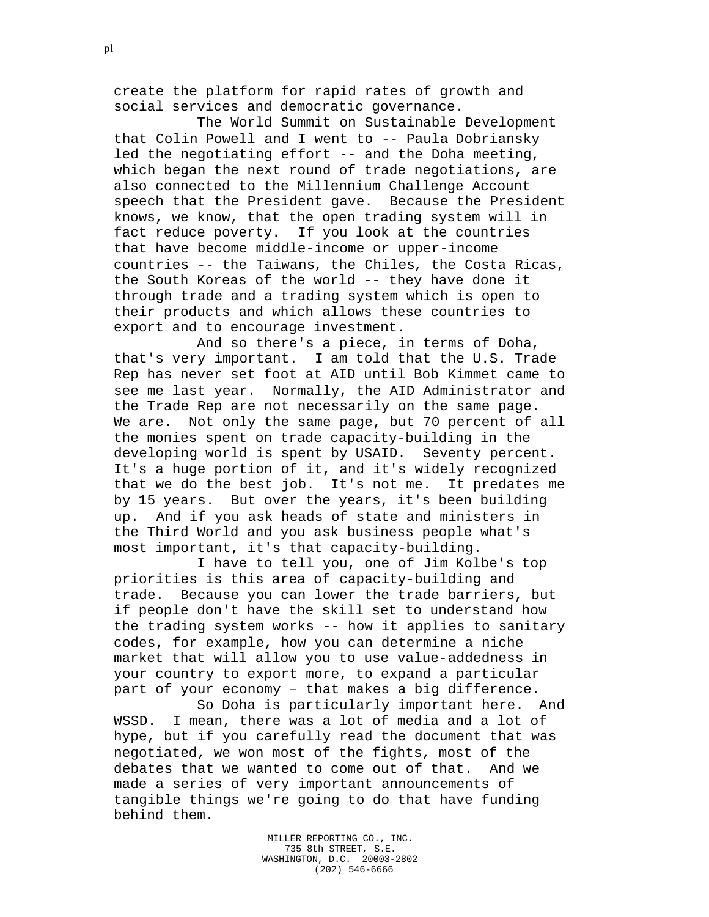create the platform for rapid rates of growth and social services and democratic governance.

The World Summit on Sustainable Development that Colin Powell and I went to -- Paula Dobriansky led the negotiating effort -- and the Doha meeting, which began the next round of trade negotiations, are also connected to the Millennium Challenge Account speech that the President gave. Because the President knows, we know, that the open trading system will in fact reduce poverty. If you look at the countries that have become middle-income or upper-income countries -- the Taiwans, the Chiles, the Costa Ricas, the South Koreas of the world -- they have done it through trade and a trading system which is open to their products and which allows these countries to export and to encourage investment.

And so there's a piece, in terms of Doha, that's very important. I am told that the U.S. Trade Rep has never set foot at AID until Bob Kimmet came to see me last year. Normally, the AID Administrator and the Trade Rep are not necessarily on the same page. We are. Not only the same page, but 70 percent of all the monies spent on trade capacity-building in the developing world is spent by USAID. Seventy percent. It's a huge portion of it, and it's widely recognized that we do the best job. It's not me. It predates me by 15 years. But over the years, it's been building up. And if you ask heads of state and ministers in the Third World and you ask business people what's most important, it's that capacity-building.

I have to tell you, one of Jim Kolbe's top priorities is this area of capacity-building and trade. Because you can lower the trade barriers, but if people don't have the skill set to understand how the trading system works -- how it applies to sanitary codes, for example, how you can determine a niche market that will allow you to use value-addedness in your country to export more, to expand a particular part of your economy – that makes a big difference.

So Doha is particularly important here. And WSSD. I mean, there was a lot of media and a lot of hype, but if you carefully read the document that was negotiated, we won most of the fights, most of the debates that we wanted to come out of that. And we made a series of very important announcements of tangible things we're going to do that have funding behind them.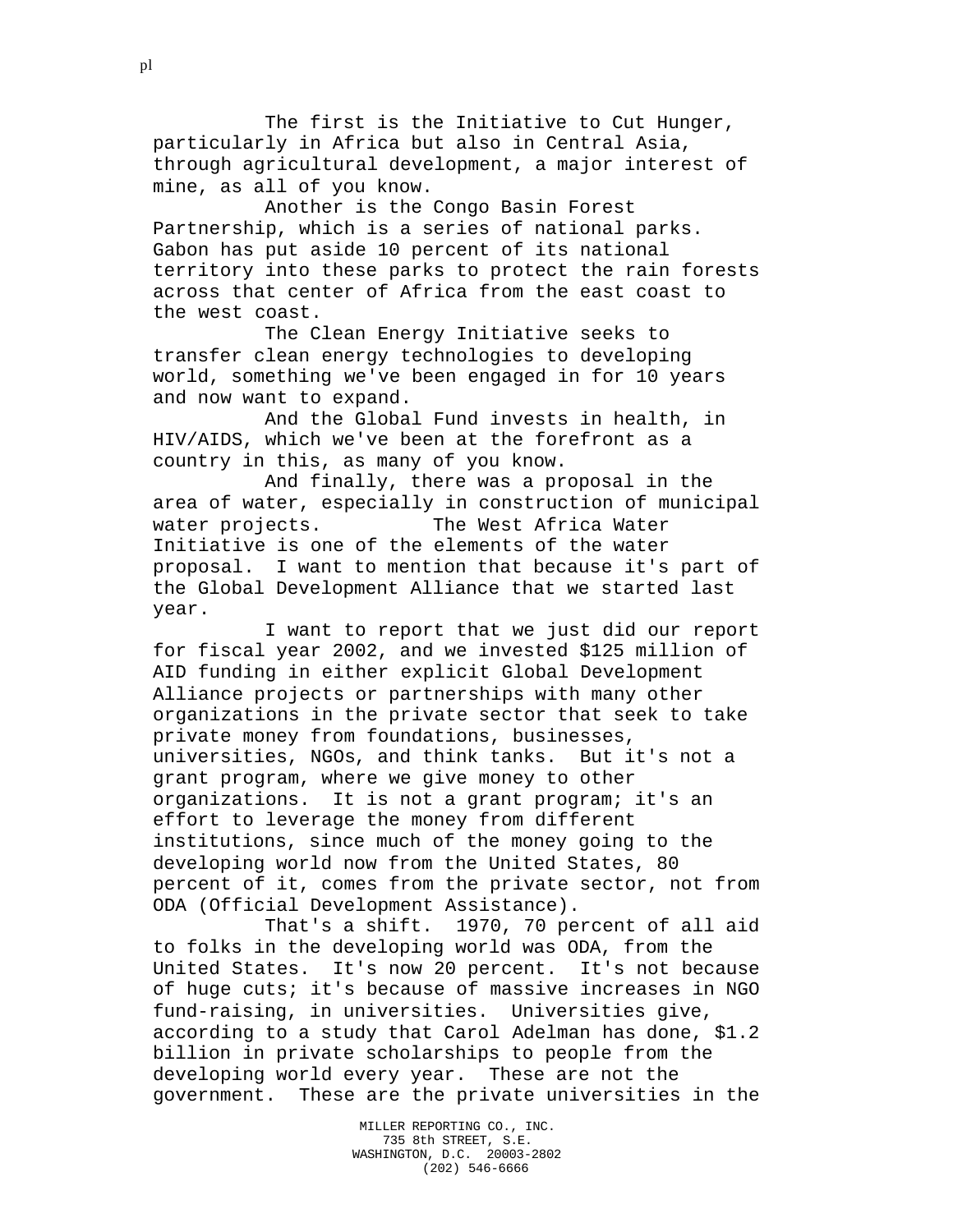The first is the Initiative to Cut Hunger, particularly in Africa but also in Central Asia, through agricultural development, a major interest of mine, as all of you know.

Another is the Congo Basin Forest Partnership, which is a series of national parks. Gabon has put aside 10 percent of its national territory into these parks to protect the rain forests across that center of Africa from the east coast to the west coast.

The Clean Energy Initiative seeks to transfer clean energy technologies to developing world, something we've been engaged in for 10 years and now want to expand.

And the Global Fund invests in health, in HIV/AIDS, which we've been at the forefront as a country in this, as many of you know.

And finally, there was a proposal in the area of water, especially in construction of municipal water projects. The West Africa Water Initiative is one of the elements of the water proposal. I want to mention that because it's part of the Global Development Alliance that we started last year.

I want to report that we just did our report for fiscal year 2002, and we invested $125 million of AID funding in either explicit Global Development Alliance projects or partnerships with many other organizations in the private sector that seek to take private money from foundations, businesses, universities, NGOs, and think tanks. But it's not a grant program, where we give money to other organizations. It is not a grant program; it's an effort to leverage the money from different institutions, since much of the money going to the developing world now from the United States, 80 percent of it, comes from the private sector, not from ODA (Official Development Assistance).

That's a shift. 1970, 70 percent of all aid to folks in the developing world was ODA, from the United States. It's now 20 percent. It's not because of huge cuts; it's because of massive increases in NGO fund-raising, in universities. Universities give, according to a study that Carol Adelman has done, $1.2 billion in private scholarships to people from the developing world every year. These are not the government. These are the private universities in the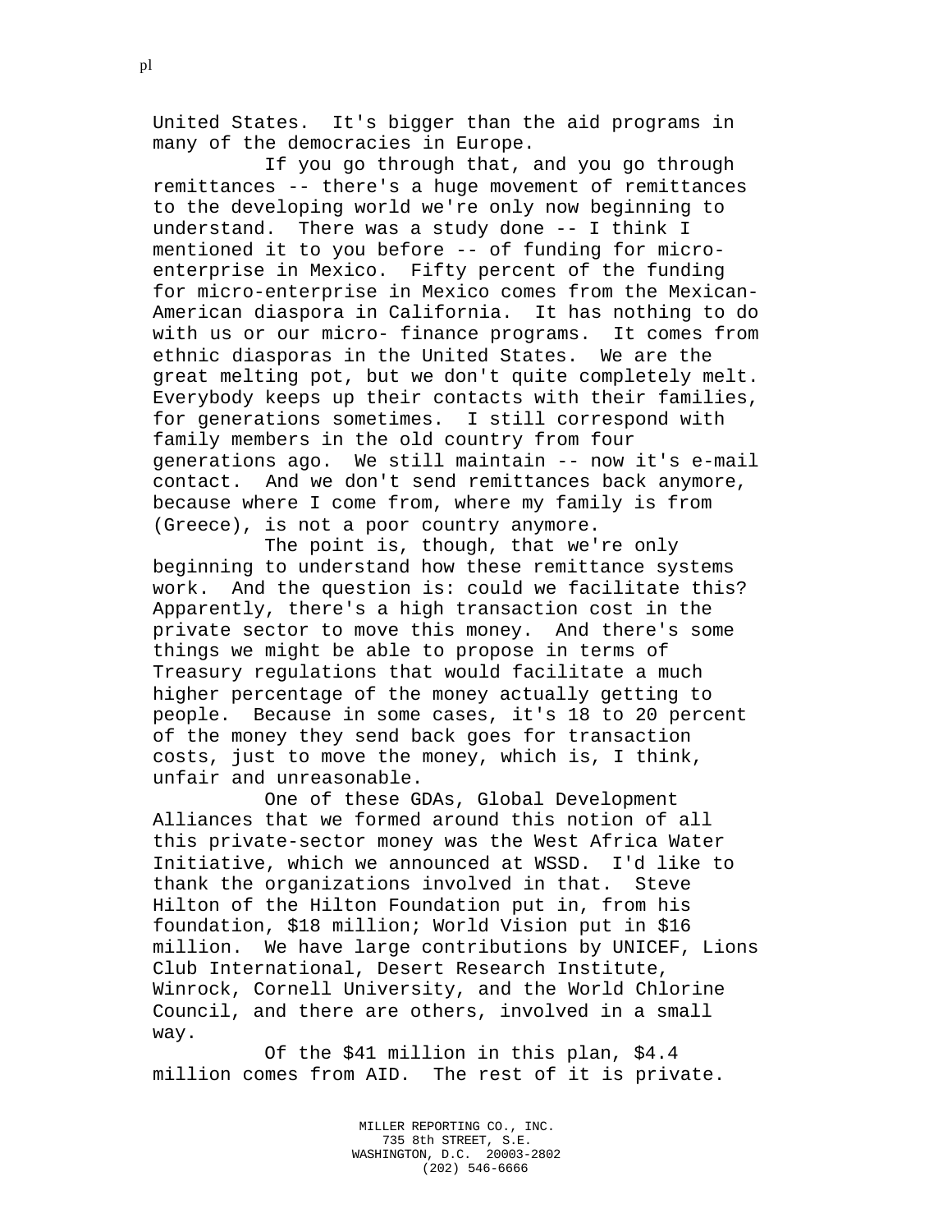United States. It's bigger than the aid programs in many of the democracies in Europe.

If you go through that, and you go through remittances -- there's a huge movement of remittances to the developing world we're only now beginning to understand. There was a study done -- I think I mentioned it to you before -- of funding for micro-enterprise in Mexico. Fifty percent of the funding for micro-enterprise in Mexico comes from the Mexican-American diaspora in California. It has nothing to do with us or our micro- finance programs. It comes from ethnic diasporas in the United States. We are the great melting pot, but we don't quite completely melt. Everybody keeps up their contacts with their families, for generations sometimes. I still correspond with family members in the old country from four generations ago. We still maintain -- now it's e-mail contact. And we don't send remittances back anymore, because where I come from, where my family is from (Greece), is not a poor country anymore.

The point is, though, that we're only beginning to understand how these remittance systems work. And the question is: could we facilitate this? Apparently, there's a high transaction cost in the private sector to move this money. And there's some things we might be able to propose in terms of Treasury regulations that would facilitate a much higher percentage of the money actually getting to people. Because in some cases, it's 18 to 20 percent of the money they send back goes for transaction costs, just to move the money, which is, I think, unfair and unreasonable.

One of these GDAs, Global Development Alliances that we formed around this notion of all this private-sector money was the West Africa Water Initiative, which we announced at WSSD. I'd like to thank the organizations involved in that. Steve Hilton of the Hilton Foundation put in, from his foundation, $18 million; World Vision put in $16 million. We have large contributions by UNICEF, Lions Club International, Desert Research Institute, Winrock, Cornell University, and the World Chlorine Council, and there are others, involved in a small way.

Of the $41 million in this plan, $4.4 million comes from AID. The rest of it is private.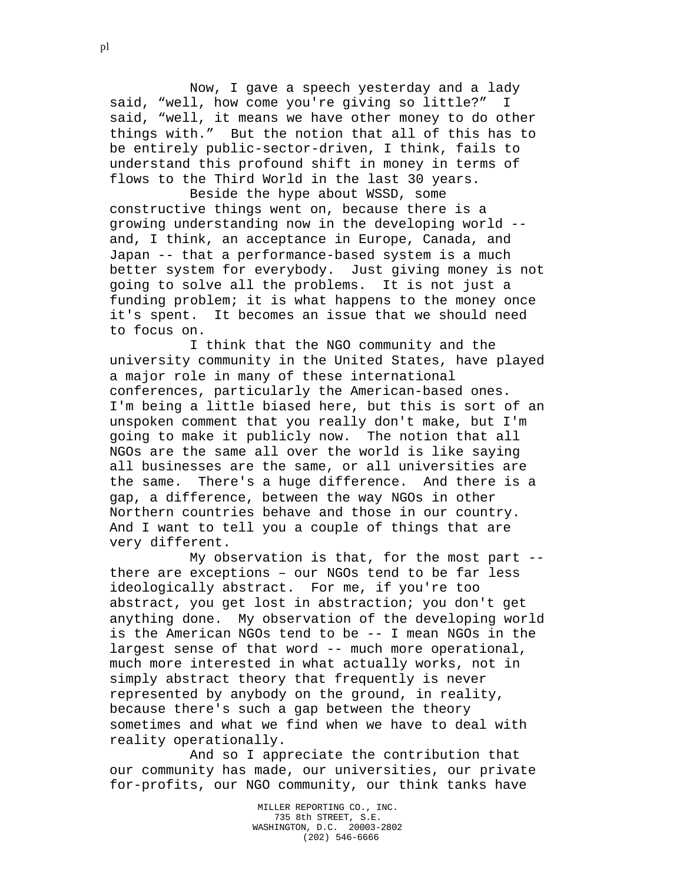Now, I gave a speech yesterday and a lady said, "well, how come you're giving so little?" I said, "well, it means we have other money to do other things with." But the notion that all of this has to be entirely public-sector-driven, I think, fails to understand this profound shift in money in terms of flows to the Third World in the last 30 years.

Beside the hype about WSSD, some constructive things went on, because there is a growing understanding now in the developing world -- and, I think, an acceptance in Europe, Canada, and Japan -- that a performance-based system is a much better system for everybody. Just giving money is not going to solve all the problems. It is not just a funding problem; it is what happens to the money once it's spent. It becomes an issue that we should need to focus on.

I think that the NGO community and the university community in the United States, have played a major role in many of these international conferences, particularly the American-based ones. I'm being a little biased here, but this is sort of an unspoken comment that you really don't make, but I'm going to make it publicly now. The notion that all NGOs are the same all over the world is like saying all businesses are the same, or all universities are the same. There's a huge difference. And there is a gap, a difference, between the way NGOs in other Northern countries behave and those in our country. And I want to tell you a couple of things that are very different.

My observation is that, for the most part -- there are exceptions – our NGOs tend to be far less ideologically abstract. For me, if you're too abstract, you get lost in abstraction; you don't get anything done. My observation of the developing world is the American NGOs tend to be -- I mean NGOs in the largest sense of that word -- much more operational, much more interested in what actually works, not in simply abstract theory that frequently is never represented by anybody on the ground, in reality, because there's such a gap between the theory sometimes and what we find when we have to deal with reality operationally.

And so I appreciate the contribution that our community has made, our universities, our private for-profits, our NGO community, our think tanks have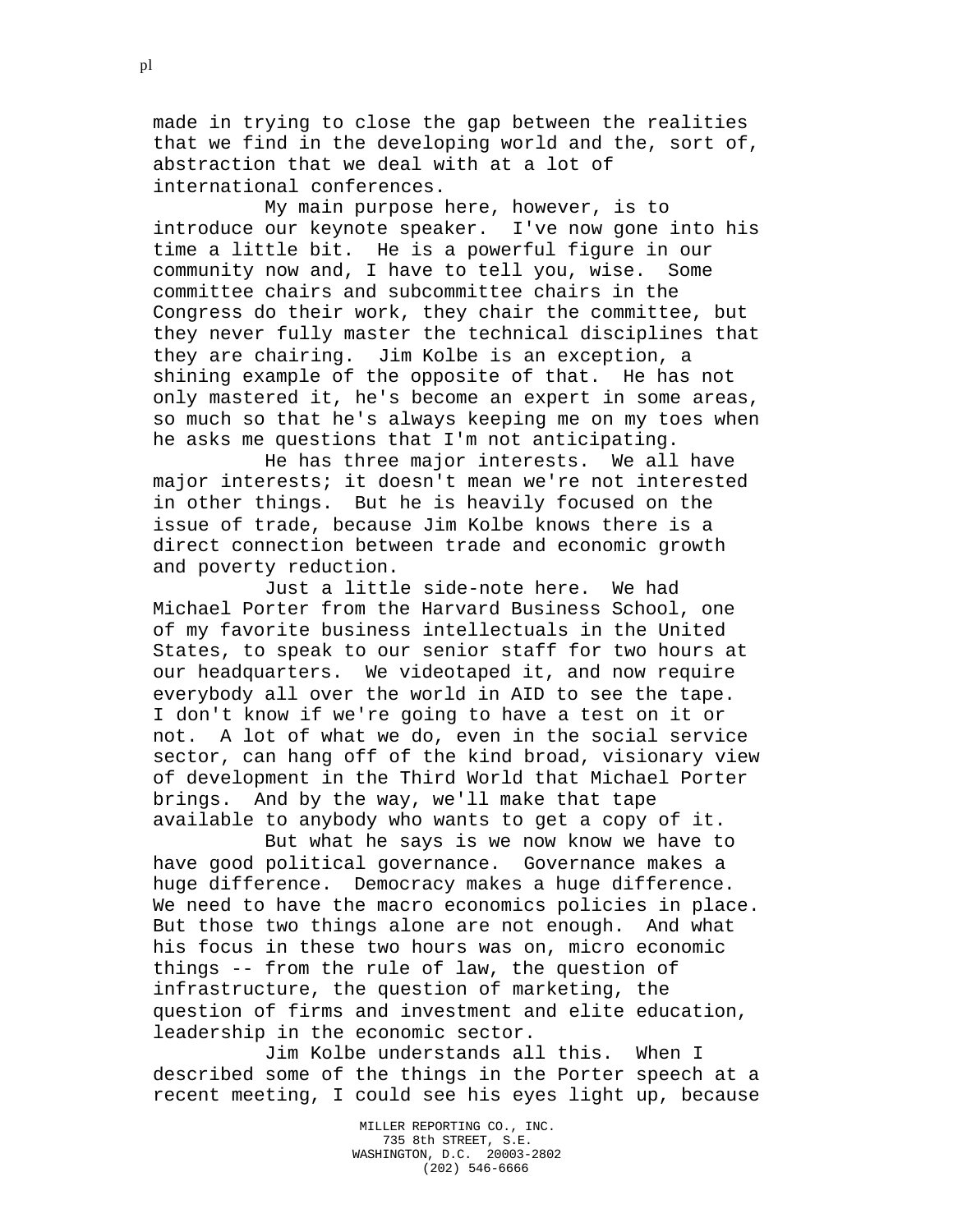made in trying to close the gap between the realities that we find in the developing world and the, sort of, abstraction that we deal with at a lot of international conferences.

My main purpose here, however, is to introduce our keynote speaker. I've now gone into his time a little bit. He is a powerful figure in our community now and, I have to tell you, wise. Some committee chairs and subcommittee chairs in the Congress do their work, they chair the committee, but they never fully master the technical disciplines that they are chairing. Jim Kolbe is an exception, a shining example of the opposite of that. He has not only mastered it, he's become an expert in some areas, so much so that he's always keeping me on my toes when he asks me questions that I'm not anticipating.

He has three major interests. We all have major interests; it doesn't mean we're not interested in other things. But he is heavily focused on the issue of trade, because Jim Kolbe knows there is a direct connection between trade and economic growth and poverty reduction.

Just a little side-note here. We had Michael Porter from the Harvard Business School, one of my favorite business intellectuals in the United States, to speak to our senior staff for two hours at our headquarters. We videotaped it, and now require everybody all over the world in AID to see the tape. I don't know if we're going to have a test on it or not. A lot of what we do, even in the social service sector, can hang off of the kind broad, visionary view of development in the Third World that Michael Porter brings. And by the way, we'll make that tape available to anybody who wants to get a copy of it.

But what he says is we now know we have to have good political governance. Governance makes a huge difference. Democracy makes a huge difference. We need to have the macro economics policies in place. But those two things alone are not enough. And what his focus in these two hours was on, micro economic things -- from the rule of law, the question of infrastructure, the question of marketing, the question of firms and investment and elite education, leadership in the economic sector.

Jim Kolbe understands all this. When I described some of the things in the Porter speech at a recent meeting, I could see his eyes light up, because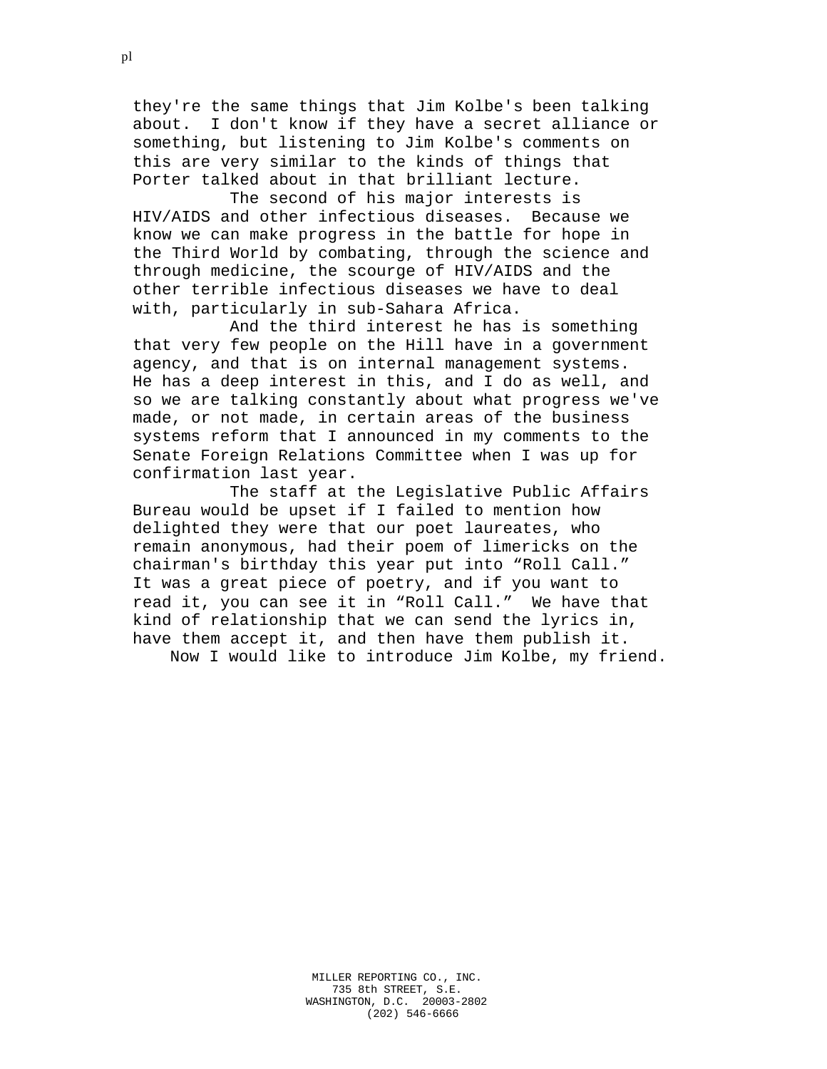they're the same things that Jim Kolbe's been talking about. I don't know if they have a secret alliance or something, but listening to Jim Kolbe's comments on this are very similar to the kinds of things that Porter talked about in that brilliant lecture.

The second of his major interests is HIV/AIDS and other infectious diseases. Because we know we can make progress in the battle for hope in the Third World by combating, through the science and through medicine, the scourge of HIV/AIDS and the other terrible infectious diseases we have to deal with, particularly in sub-Sahara Africa.

And the third interest he has is something that very few people on the Hill have in a government agency, and that is on internal management systems. He has a deep interest in this, and I do as well, and so we are talking constantly about what progress we've made, or not made, in certain areas of the business systems reform that I announced in my comments to the Senate Foreign Relations Committee when I was up for confirmation last year.

The staff at the Legislative Public Affairs Bureau would be upset if I failed to mention how delighted they were that our poet laureates, who remain anonymous, had their poem of limericks on the chairman's birthday this year put into “Roll Call.” It was a great piece of poetry, and if you want to read it, you can see it in “Roll Call.” We have that kind of relationship that we can send the lyrics in, have them accept it, and then have them publish it.

Now I would like to introduce Jim Kolbe, my friend.